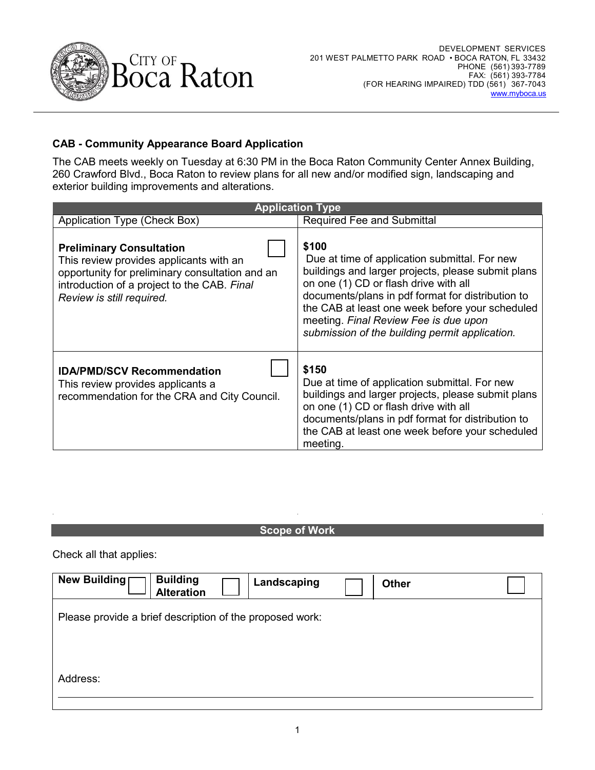CITY OF Boca Raton

DEVELOPMENT SERVICES
201 WEST PALMETTO PARK ROAD • BOCA RATON, FL 33432
PHONE (561) 393-7789
FAX: (561) 393-7784
(FOR HEARING IMPAIRED) TDD (561) 367-7043
www.myboca.us

## CAB - Community Appearance Board Application

The CAB meets weekly on Tuesday at 6:30 PM in the Boca Raton Community Center Annex Building, 260 Crawford Blvd., Boca Raton to review plans for all new and/or modified sign, landscaping and exterior building improvements and alterations.

| **Application Type** | |
|---|---|
| Application Type (Check Box) | Required Fee and Submittal |
| **Preliminary Consultation** ☐<br>This review provides applicants with an opportunity for preliminary consultation and an introduction of a project to the CAB. *Final Review is still required.* | **$100**<br>Due at time of application submittal. For new buildings and larger projects, please submit plans on one (1) CD or flash drive with all documents/plans in pdf format for distribution to the CAB at least one week before your scheduled meeting. *Final Review Fee is due upon submission of the building permit application.* |
| **IDA/PMD/SCV Recommendation** ☐<br>This review provides applicants a recommendation for the CRA and City Council. | **$150**<br>Due at time of application submittal. For new buildings and larger projects, please submit plans on one (1) CD or flash drive with all documents/plans in pdf format for distribution to the CAB at least one week before your scheduled meeting. |

### Scope of Work

Check all that applies:

| **New Building** ☐ | **Building Alteration** ☐ | **Landscaping** ☐ | **Other** ☐ |
|---|---|---|---|

Please provide a brief description of the proposed work:

Address: \_\_\_\_\_\_\_\_\_\_\_\_\_\_\_\_\_\_\_\_\_\_\_\_\_\_\_\_\_\_\_\_\_\_\_\_\_\_\_\_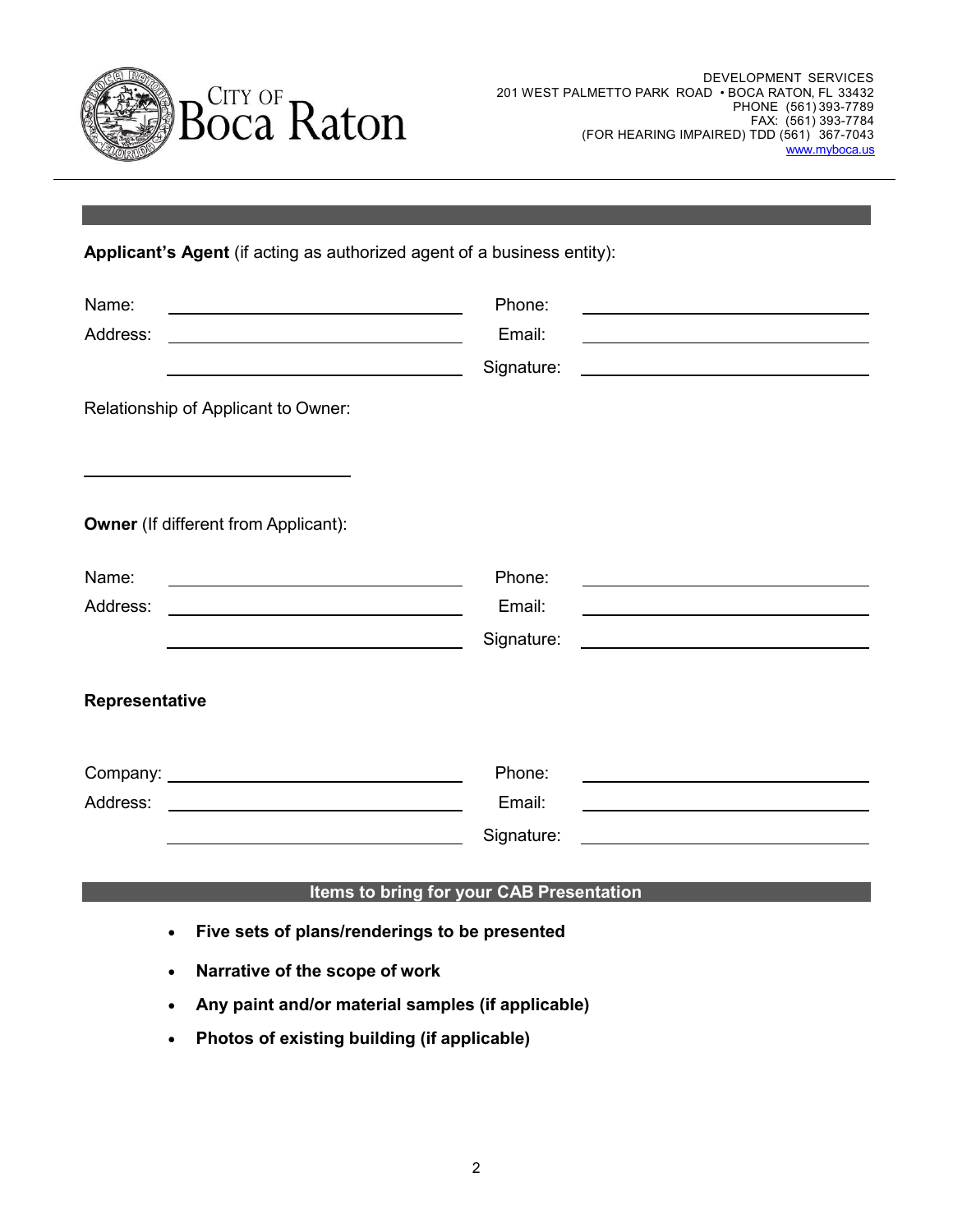DEVELOPMENT SERVICES
201 WEST PALMETTO PARK ROAD • BOCA RATON, FL 33432
PHONE (561) 393-7789
FAX: (561) 393-7784
(FOR HEARING IMPAIRED) TDD (561) 367-7043
www.myboca.us

**Applicant's Agent** (if acting as authorized agent of a business entity):

Name: ______________________ Phone: ______________________

Address: ______________________ Email: ______________________

______________________ Signature: ______________________

Relationship of Applicant to Owner:

______________________

**Owner** (If different from Applicant):

Name: ______________________ Phone: ______________________

Address: ______________________ Email: ______________________

______________________ Signature: ______________________

**Representative**

Company: ______________________ Phone: ______________________

Address: ______________________ Email: ______________________

______________________ Signature: ______________________

## Items to bring for your CAB Presentation

- **Five sets of plans/renderings to be presented**
- **Narrative of the scope of work**
- **Any paint and/or material samples (if applicable)**
- **Photos of existing building (if applicable)**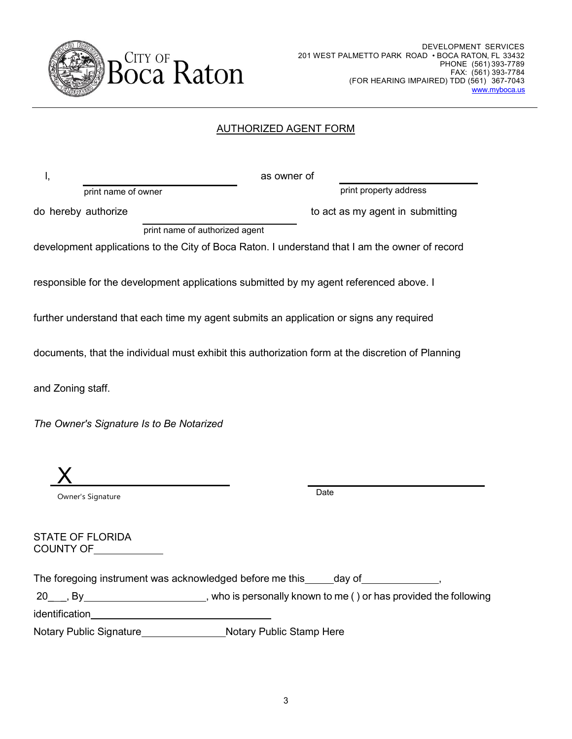CITY OF Boca Raton

DEVELOPMENT SERVICES
201 WEST PALMETTO PARK ROAD • BOCA RATON, FL 33432
PHONE (561) 393-7789
FAX: (561) 393-7784
(FOR HEARING IMPAIRED) TDD (561) 367-7043
www.myboca.us

## AUTHORIZED AGENT FORM

I, ______________________________ as owner of ______________________________
print name of owner                                        print property address

do hereby authorize ______________________________ to act as my agent in submitting
print name of authorized agent

development applications to the City of Boca Raton. I understand that I am the owner of record responsible for the development applications submitted by my agent referenced above. I further understand that each time my agent submits an application or signs any required documents, that the individual must exhibit this authorization form at the discretion of Planning and Zoning staff.

*The Owner's Signature Is to Be Notarized*

X______________________________ ______________________________
Owner's Signature                                        Date

STATE OF FLORIDA
COUNTY OF____________

The foregoing instrument was acknowledged before me this_____day of______________,
20___, By______________________, who is personally known to me ( ) or has provided the following identification________________________________

Notary Public Signature_______________Notary Public Stamp Here